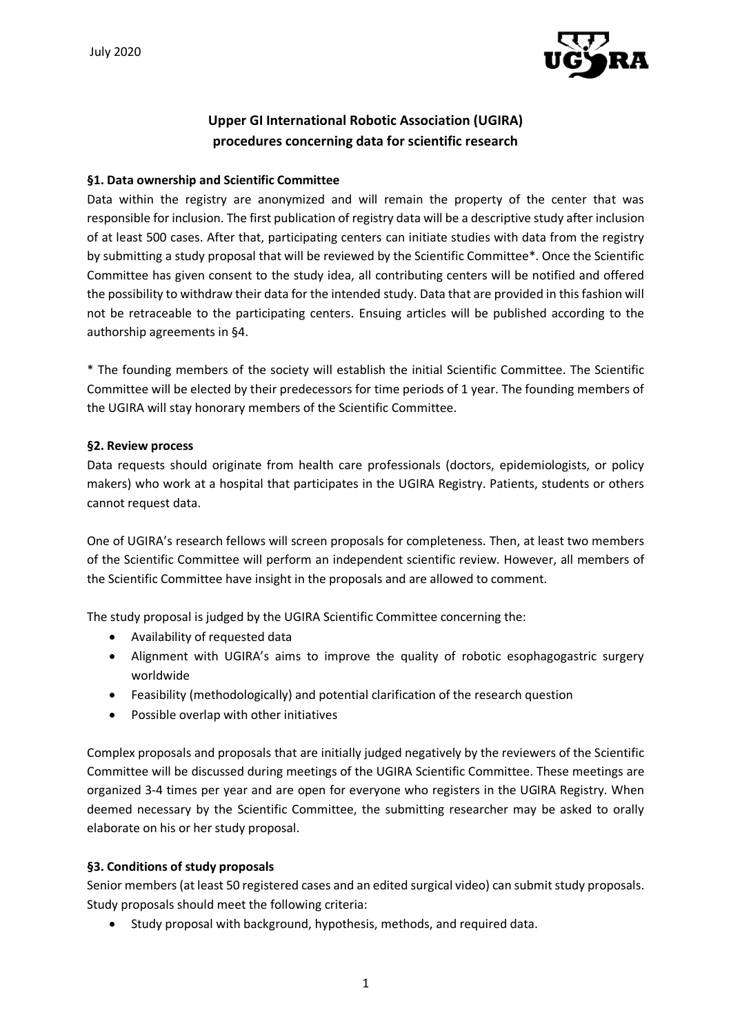July 2020

# Upper GI International Robotic Association (UGIRA) procedures concerning data for scientific research

## §1. Data ownership and Scientific Committee

Data within the registry are anonymized and will remain the property of the center that was responsible for inclusion. The first publication of registry data will be a descriptive study after inclusion of at least 500 cases. After that, participating centers can initiate studies with data from the registry by submitting a study proposal that will be reviewed by the Scientific Committee*. Once the Scientific Committee has given consent to the study idea, all contributing centers will be notified and offered the possibility to withdraw their data for the intended study. Data that are provided in this fashion will not be retraceable to the participating centers. Ensuing articles will be published according to the authorship agreements in §4.

* The founding members of the society will establish the initial Scientific Committee. The Scientific Committee will be elected by their predecessors for time periods of 1 year. The founding members of the UGIRA will stay honorary members of the Scientific Committee.

## §2. Review process

Data requests should originate from health care professionals (doctors, epidemiologists, or policy makers) who work at a hospital that participates in the UGIRA Registry. Patients, students or others cannot request data.

One of UGIRA's research fellows will screen proposals for completeness. Then, at least two members of the Scientific Committee will perform an independent scientific review. However, all members of the Scientific Committee have insight in the proposals and are allowed to comment.

The study proposal is judged by the UGIRA Scientific Committee concerning the:

- Availability of requested data
- Alignment with UGIRA's aims to improve the quality of robotic esophagogastric surgery worldwide
- Feasibility (methodologically) and potential clarification of the research question
- Possible overlap with other initiatives

Complex proposals and proposals that are initially judged negatively by the reviewers of the Scientific Committee will be discussed during meetings of the UGIRA Scientific Committee. These meetings are organized 3-4 times per year and are open for everyone who registers in the UGIRA Registry. When deemed necessary by the Scientific Committee, the submitting researcher may be asked to orally elaborate on his or her study proposal.

## §3. Conditions of study proposals

Senior members (at least 50 registered cases and an edited surgical video) can submit study proposals. Study proposals should meet the following criteria:

- Study proposal with background, hypothesis, methods, and required data.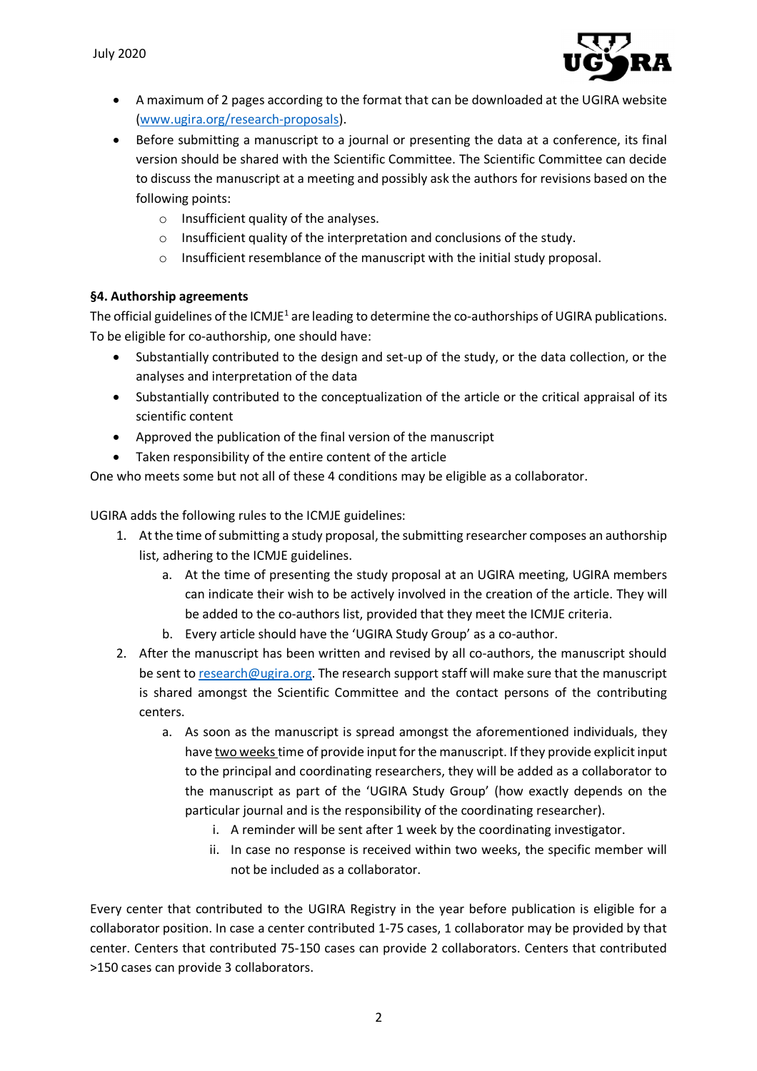- A maximum of 2 pages according to the format that can be downloaded at the UGIRA website (www.ugira.org/research-proposals).
- Before submitting a manuscript to a journal or presenting the data at a conference, its final version should be shared with the Scientific Committee. The Scientific Committee can decide to discuss the manuscript at a meeting and possibly ask the authors for revisions based on the following points:
  - Insufficient quality of the analyses.
  - Insufficient quality of the interpretation and conclusions of the study.
  - Insufficient resemblance of the manuscript with the initial study proposal.

**§4. Authorship agreements**

The official guidelines of the ICMJE[1] are leading to determine the co-authorships of UGIRA publications. To be eligible for co-authorship, one should have:

- Substantially contributed to the design and set-up of the study, or the data collection, or the analyses and interpretation of the data
- Substantially contributed to the conceptualization of the article or the critical appraisal of its scientific content
- Approved the publication of the final version of the manuscript
- Taken responsibility of the entire content of the article

One who meets some but not all of these 4 conditions may be eligible as a collaborator.

UGIRA adds the following rules to the ICMJE guidelines:

1. At the time of submitting a study proposal, the submitting researcher composes an authorship list, adhering to the ICMJE guidelines.
   a. At the time of presenting the study proposal at an UGIRA meeting, UGIRA members can indicate their wish to be actively involved in the creation of the article. They will be added to the co-authors list, provided that they meet the ICMJE criteria.
   b. Every article should have the 'UGIRA Study Group' as a co-author.
2. After the manuscript has been written and revised by all co-authors, the manuscript should be sent to research@ugira.org. The research support staff will make sure that the manuscript is shared amongst the Scientific Committee and the contact persons of the contributing centers.
   a. As soon as the manuscript is spread amongst the aforementioned individuals, they have two weeks time of provide input for the manuscript. If they provide explicit input to the principal and coordinating researchers, they will be added as a collaborator to the manuscript as part of the 'UGIRA Study Group' (how exactly depends on the particular journal and is the responsibility of the coordinating researcher).
      i. A reminder will be sent after 1 week by the coordinating investigator.
      ii. In case no response is received within two weeks, the specific member will not be included as a collaborator.

Every center that contributed to the UGIRA Registry in the year before publication is eligible for a collaborator position. In case a center contributed 1-75 cases, 1 collaborator may be provided by that center. Centers that contributed 75-150 cases can provide 2 collaborators. Centers that contributed >150 cases can provide 3 collaborators.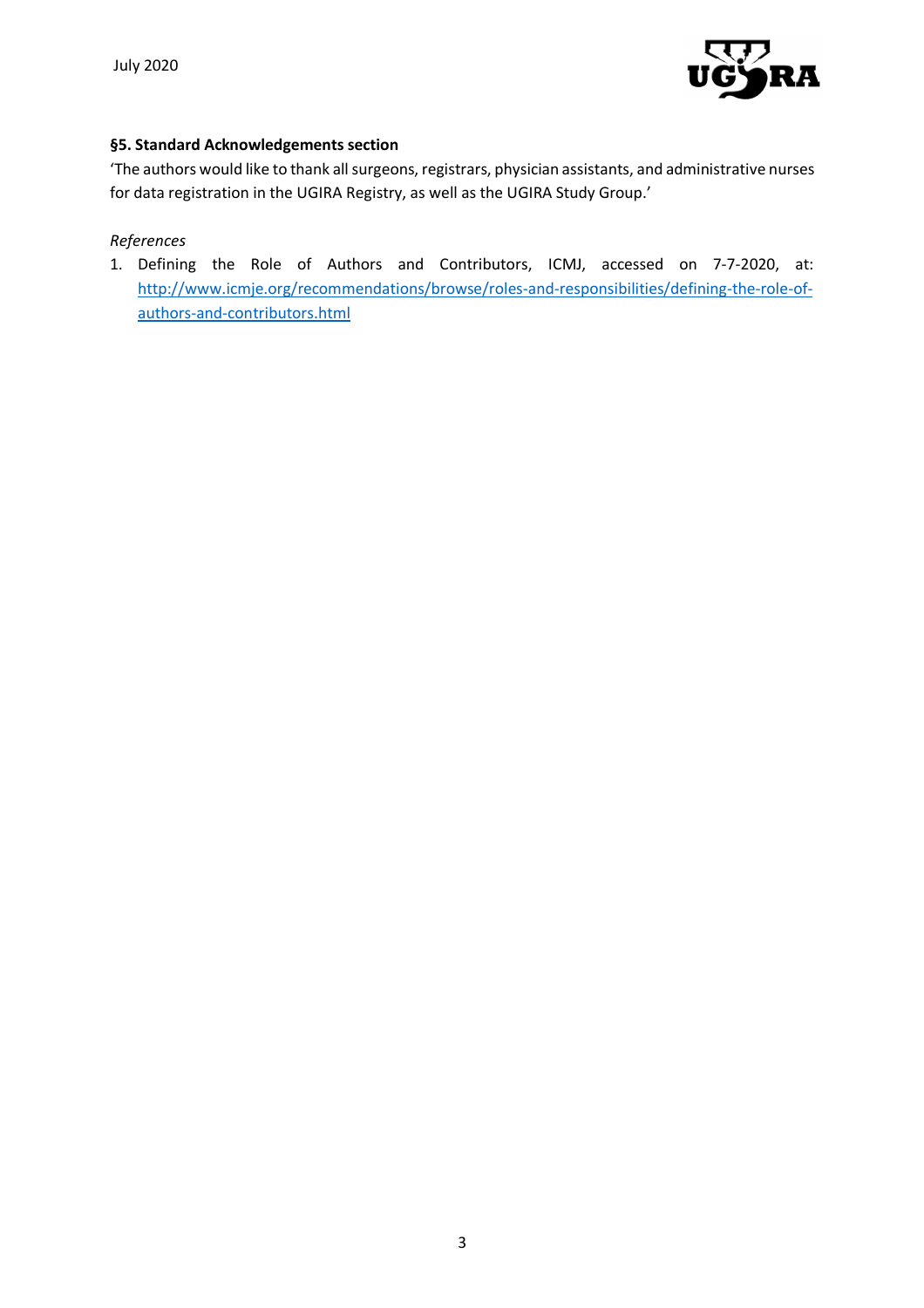**§5. Standard Acknowledgements section**

'The authors would like to thank all surgeons, registrars, physician assistants, and administrative nurses for data registration in the UGIRA Registry, as well as the UGIRA Study Group.'

*References*

1. Defining the Role of Authors and Contributors, ICMJ, accessed on 7-7-2020, at: http://www.icmje.org/recommendations/browse/roles-and-responsibilities/defining-the-role-of-authors-and-contributors.html